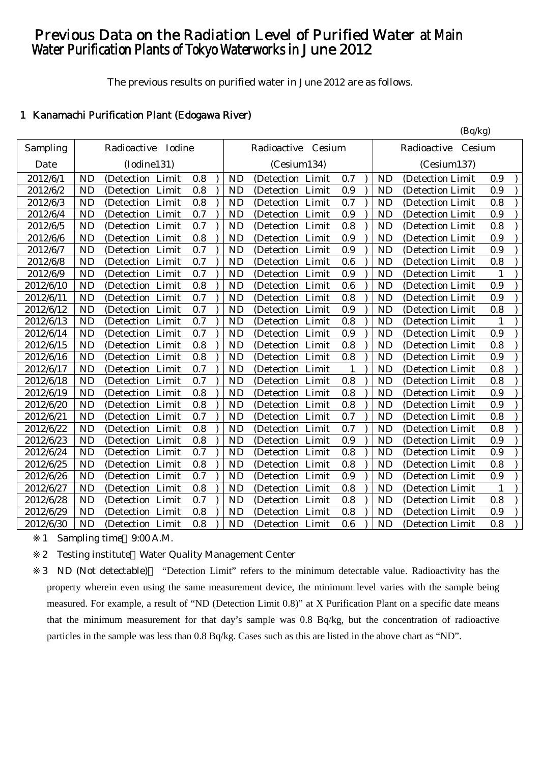# Previous Data on the Radiation Level of Purified Water at Main Water Purification Plants of Tokyo Waterworks in June 2012

The previous results on purified water in June 2012 are as follows.

## 1 Kanamachi Purification Plant (Edogawa River)

(Bq/kg)

| Sampling Date | Radioactive Iodine (Iodine131) | Radioactive Cesium (Cesium134) | Radioactive Cesium (Cesium137) |
|---|---|---|---|
| 2012/6/1 | ND (Detection Limit 0.8) | ND (Detection Limit 0.7) | ND (Detection Limit 0.9) |
| 2012/6/2 | ND (Detection Limit 0.8) | ND (Detection Limit 0.9) | ND (Detection Limit 0.9) |
| 2012/6/3 | ND (Detection Limit 0.8) | ND (Detection Limit 0.7) | ND (Detection Limit 0.8) |
| 2012/6/4 | ND (Detection Limit 0.7) | ND (Detection Limit 0.9) | ND (Detection Limit 0.9) |
| 2012/6/5 | ND (Detection Limit 0.7) | ND (Detection Limit 0.8) | ND (Detection Limit 0.8) |
| 2012/6/6 | ND (Detection Limit 0.8) | ND (Detection Limit 0.9) | ND (Detection Limit 0.9) |
| 2012/6/7 | ND (Detection Limit 0.7) | ND (Detection Limit 0.9) | ND (Detection Limit 0.9) |
| 2012/6/8 | ND (Detection Limit 0.7) | ND (Detection Limit 0.6) | ND (Detection Limit 0.8) |
| 2012/6/9 | ND (Detection Limit 0.7) | ND (Detection Limit 0.9) | ND (Detection Limit 1) |
| 2012/6/10 | ND (Detection Limit 0.8) | ND (Detection Limit 0.6) | ND (Detection Limit 0.9) |
| 2012/6/11 | ND (Detection Limit 0.7) | ND (Detection Limit 0.8) | ND (Detection Limit 0.9) |
| 2012/6/12 | ND (Detection Limit 0.7) | ND (Detection Limit 0.9) | ND (Detection Limit 0.8) |
| 2012/6/13 | ND (Detection Limit 0.7) | ND (Detection Limit 0.8) | ND (Detection Limit 1) |
| 2012/6/14 | ND (Detection Limit 0.7) | ND (Detection Limit 0.9) | ND (Detection Limit 0.9) |
| 2012/6/15 | ND (Detection Limit 0.8) | ND (Detection Limit 0.8) | ND (Detection Limit 0.8) |
| 2012/6/16 | ND (Detection Limit 0.8) | ND (Detection Limit 0.8) | ND (Detection Limit 0.9) |
| 2012/6/17 | ND (Detection Limit 0.7) | ND (Detection Limit 1) | ND (Detection Limit 0.8) |
| 2012/6/18 | ND (Detection Limit 0.7) | ND (Detection Limit 0.8) | ND (Detection Limit 0.8) |
| 2012/6/19 | ND (Detection Limit 0.8) | ND (Detection Limit 0.8) | ND (Detection Limit 0.9) |
| 2012/6/20 | ND (Detection Limit 0.8) | ND (Detection Limit 0.8) | ND (Detection Limit 0.9) |
| 2012/6/21 | ND (Detection Limit 0.7) | ND (Detection Limit 0.7) | ND (Detection Limit 0.8) |
| 2012/6/22 | ND (Detection Limit 0.8) | ND (Detection Limit 0.7) | ND (Detection Limit 0.8) |
| 2012/6/23 | ND (Detection Limit 0.8) | ND (Detection Limit 0.9) | ND (Detection Limit 0.9) |
| 2012/6/24 | ND (Detection Limit 0.7) | ND (Detection Limit 0.8) | ND (Detection Limit 0.9) |
| 2012/6/25 | ND (Detection Limit 0.8) | ND (Detection Limit 0.8) | ND (Detection Limit 0.8) |
| 2012/6/26 | ND (Detection Limit 0.7) | ND (Detection Limit 0.9) | ND (Detection Limit 0.9) |
| 2012/6/27 | ND (Detection Limit 0.8) | ND (Detection Limit 0.8) | ND (Detection Limit 1) |
| 2012/6/28 | ND (Detection Limit 0.7) | ND (Detection Limit 0.8) | ND (Detection Limit 0.8) |
| 2012/6/29 | ND (Detection Limit 0.8) | ND (Detection Limit 0.8) | ND (Detection Limit 0.9) |
| 2012/6/30 | ND (Detection Limit 0.8) | ND (Detection Limit 0.6) | ND (Detection Limit 0.8) |

※1 Sampling time 9:00 A.M.

※2 Testing institute Water Quality Management Center

※3 ND (Not detectable) "Detection Limit" refers to the minimum detectable value. Radioactivity has the property wherein even using the same measurement device, the minimum level varies with the sample being measured. For example, a result of "ND (Detection Limit 0.8)" at X Purification Plant on a specific date means that the minimum measurement for that day's sample was 0.8 Bq/kg, but the concentration of radioactive particles in the sample was less than 0.8 Bq/kg. Cases such as this are listed in the above chart as "ND".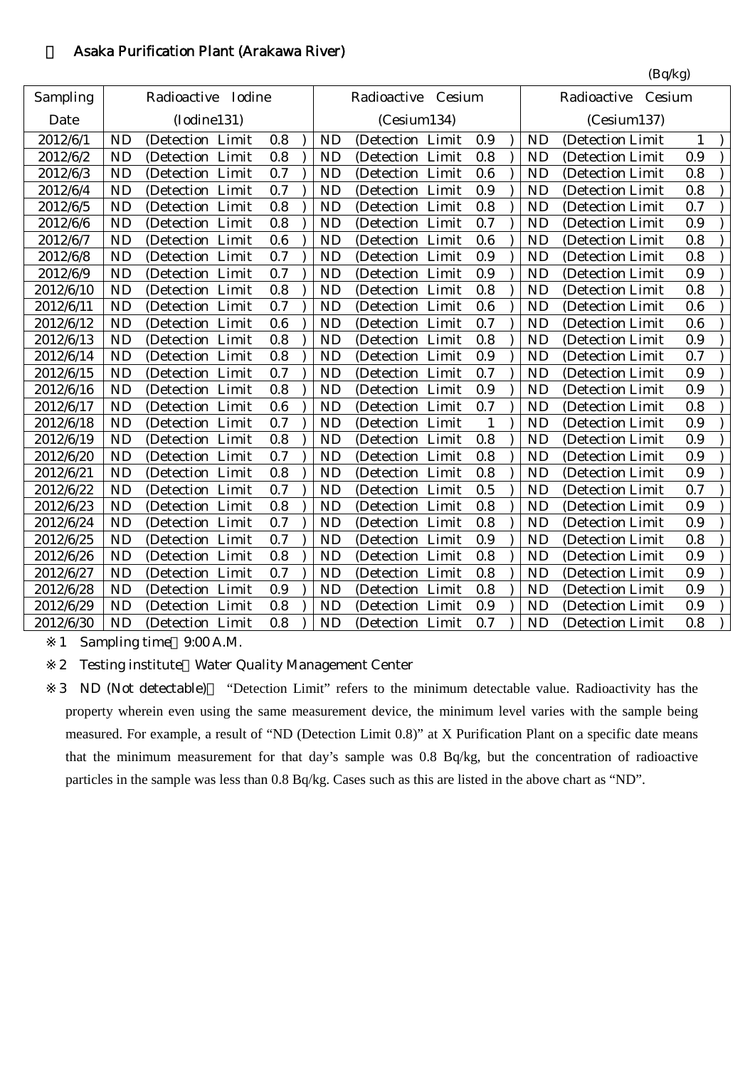## ・ Asaka Purification Plant (Arakawa River)

(Bq/kg)

| Sampling Date | Radioactive Iodine (Iodine131) | Radioactive Cesium (Cesium134) | Radioactive Cesium (Cesium137) |
|---|---|---|---|
| 2012/6/1 | ND (Detection Limit 0.8 ) | ND (Detection Limit 0.9 ) | ND (Detection Limit 1 ) |
| 2012/6/2 | ND (Detection Limit 0.8 ) | ND (Detection Limit 0.8 ) | ND (Detection Limit 0.9 ) |
| 2012/6/3 | ND (Detection Limit 0.7 ) | ND (Detection Limit 0.6 ) | ND (Detection Limit 0.8 ) |
| 2012/6/4 | ND (Detection Limit 0.7 ) | ND (Detection Limit 0.9 ) | ND (Detection Limit 0.8 ) |
| 2012/6/5 | ND (Detection Limit 0.8 ) | ND (Detection Limit 0.8 ) | ND (Detection Limit 0.7 ) |
| 2012/6/6 | ND (Detection Limit 0.8 ) | ND (Detection Limit 0.7 ) | ND (Detection Limit 0.9 ) |
| 2012/6/7 | ND (Detection Limit 0.6 ) | ND (Detection Limit 0.6 ) | ND (Detection Limit 0.8 ) |
| 2012/6/8 | ND (Detection Limit 0.7 ) | ND (Detection Limit 0.9 ) | ND (Detection Limit 0.8 ) |
| 2012/6/9 | ND (Detection Limit 0.7 ) | ND (Detection Limit 0.9 ) | ND (Detection Limit 0.9 ) |
| 2012/6/10 | ND (Detection Limit 0.8 ) | ND (Detection Limit 0.8 ) | ND (Detection Limit 0.8 ) |
| 2012/6/11 | ND (Detection Limit 0.7 ) | ND (Detection Limit 0.6 ) | ND (Detection Limit 0.6 ) |
| 2012/6/12 | ND (Detection Limit 0.6 ) | ND (Detection Limit 0.7 ) | ND (Detection Limit 0.6 ) |
| 2012/6/13 | ND (Detection Limit 0.8 ) | ND (Detection Limit 0.8 ) | ND (Detection Limit 0.9 ) |
| 2012/6/14 | ND (Detection Limit 0.8 ) | ND (Detection Limit 0.9 ) | ND (Detection Limit 0.7 ) |
| 2012/6/15 | ND (Detection Limit 0.7 ) | ND (Detection Limit 0.7 ) | ND (Detection Limit 0.9 ) |
| 2012/6/16 | ND (Detection Limit 0.8 ) | ND (Detection Limit 0.9 ) | ND (Detection Limit 0.9 ) |
| 2012/6/17 | ND (Detection Limit 0.6 ) | ND (Detection Limit 0.7 ) | ND (Detection Limit 0.8 ) |
| 2012/6/18 | ND (Detection Limit 0.7 ) | ND (Detection Limit 1 ) | ND (Detection Limit 0.9 ) |
| 2012/6/19 | ND (Detection Limit 0.8 ) | ND (Detection Limit 0.8 ) | ND (Detection Limit 0.9 ) |
| 2012/6/20 | ND (Detection Limit 0.7 ) | ND (Detection Limit 0.8 ) | ND (Detection Limit 0.9 ) |
| 2012/6/21 | ND (Detection Limit 0.8 ) | ND (Detection Limit 0.8 ) | ND (Detection Limit 0.9 ) |
| 2012/6/22 | ND (Detection Limit 0.7 ) | ND (Detection Limit 0.5 ) | ND (Detection Limit 0.7 ) |
| 2012/6/23 | ND (Detection Limit 0.8 ) | ND (Detection Limit 0.8 ) | ND (Detection Limit 0.9 ) |
| 2012/6/24 | ND (Detection Limit 0.7 ) | ND (Detection Limit 0.8 ) | ND (Detection Limit 0.9 ) |
| 2012/6/25 | ND (Detection Limit 0.7 ) | ND (Detection Limit 0.9 ) | ND (Detection Limit 0.8 ) |
| 2012/6/26 | ND (Detection Limit 0.8 ) | ND (Detection Limit 0.8 ) | ND (Detection Limit 0.9 ) |
| 2012/6/27 | ND (Detection Limit 0.7 ) | ND (Detection Limit 0.8 ) | ND (Detection Limit 0.9 ) |
| 2012/6/28 | ND (Detection Limit 0.9 ) | ND (Detection Limit 0.8 ) | ND (Detection Limit 0.9 ) |
| 2012/6/29 | ND (Detection Limit 0.8 ) | ND (Detection Limit 0.9 ) | ND (Detection Limit 0.9 ) |
| 2012/6/30 | ND (Detection Limit 0.8 ) | ND (Detection Limit 0.7 ) | ND (Detection Limit 0.8 ) |

※1 Sampling time：9:00 A.M.

※2 Testing institute：Water Quality Management Center

※3 ND (Not detectable)： "Detection Limit" refers to the minimum detectable value. Radioactivity has the property wherein even using the same measurement device, the minimum level varies with the sample being measured. For example, a result of "ND (Detection Limit 0.8)" at X Purification Plant on a specific date means that the minimum measurement for that day's sample was 0.8 Bq/kg, but the concentration of radioactive particles in the sample was less than 0.8 Bq/kg. Cases such as this are listed in the above chart as "ND".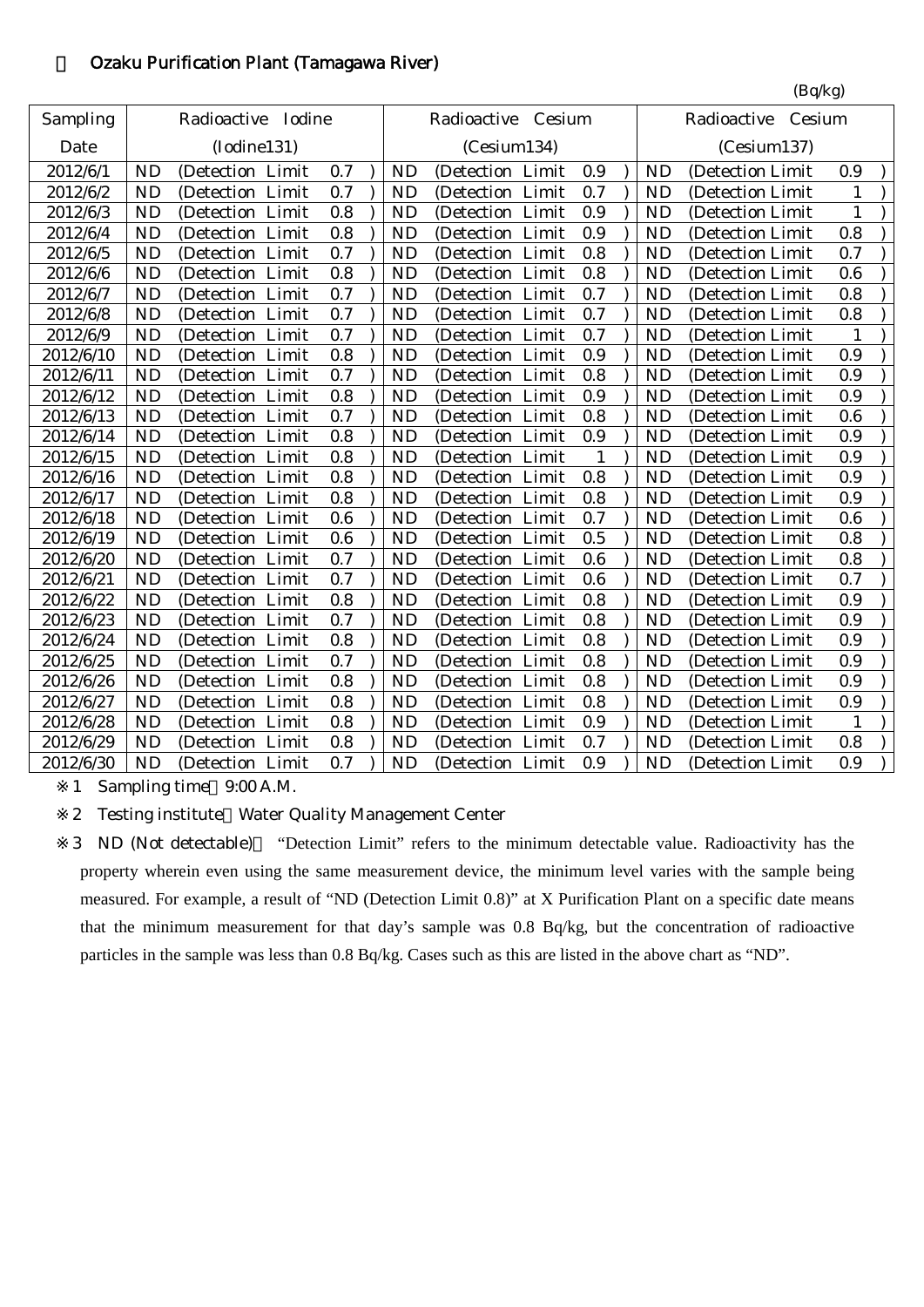## ○ Ozaku Purification Plant (Tamagawa River)

(Bq/kg)

| Sampling Date | Radioactive Iodine (Iodine131) | Radioactive Cesium (Cesium134) | Radioactive Cesium (Cesium137) |
|---|---|---|---|
| 2012/6/1 | ND (Detection Limit 0.7 ) | ND (Detection Limit 0.9 ) | ND (Detection Limit 0.9 ) |
| 2012/6/2 | ND (Detection Limit 0.7 ) | ND (Detection Limit 0.7 ) | ND (Detection Limit 1 ) |
| 2012/6/3 | ND (Detection Limit 0.8 ) | ND (Detection Limit 0.9 ) | ND (Detection Limit 1 ) |
| 2012/6/4 | ND (Detection Limit 0.8 ) | ND (Detection Limit 0.9 ) | ND (Detection Limit 0.8 ) |
| 2012/6/5 | ND (Detection Limit 0.7 ) | ND (Detection Limit 0.8 ) | ND (Detection Limit 0.7 ) |
| 2012/6/6 | ND (Detection Limit 0.8 ) | ND (Detection Limit 0.8 ) | ND (Detection Limit 0.6 ) |
| 2012/6/7 | ND (Detection Limit 0.7 ) | ND (Detection Limit 0.7 ) | ND (Detection Limit 0.8 ) |
| 2012/6/8 | ND (Detection Limit 0.7 ) | ND (Detection Limit 0.7 ) | ND (Detection Limit 0.8 ) |
| 2012/6/9 | ND (Detection Limit 0.7 ) | ND (Detection Limit 0.7 ) | ND (Detection Limit 1 ) |
| 2012/6/10 | ND (Detection Limit 0.8 ) | ND (Detection Limit 0.9 ) | ND (Detection Limit 0.9 ) |
| 2012/6/11 | ND (Detection Limit 0.7 ) | ND (Detection Limit 0.8 ) | ND (Detection Limit 0.9 ) |
| 2012/6/12 | ND (Detection Limit 0.8 ) | ND (Detection Limit 0.9 ) | ND (Detection Limit 0.9 ) |
| 2012/6/13 | ND (Detection Limit 0.7 ) | ND (Detection Limit 0.8 ) | ND (Detection Limit 0.6 ) |
| 2012/6/14 | ND (Detection Limit 0.8 ) | ND (Detection Limit 0.9 ) | ND (Detection Limit 0.9 ) |
| 2012/6/15 | ND (Detection Limit 0.8 ) | ND (Detection Limit 1 ) | ND (Detection Limit 0.9 ) |
| 2012/6/16 | ND (Detection Limit 0.8 ) | ND (Detection Limit 0.8 ) | ND (Detection Limit 0.9 ) |
| 2012/6/17 | ND (Detection Limit 0.8 ) | ND (Detection Limit 0.8 ) | ND (Detection Limit 0.9 ) |
| 2012/6/18 | ND (Detection Limit 0.6 ) | ND (Detection Limit 0.7 ) | ND (Detection Limit 0.6 ) |
| 2012/6/19 | ND (Detection Limit 0.6 ) | ND (Detection Limit 0.5 ) | ND (Detection Limit 0.8 ) |
| 2012/6/20 | ND (Detection Limit 0.7 ) | ND (Detection Limit 0.6 ) | ND (Detection Limit 0.8 ) |
| 2012/6/21 | ND (Detection Limit 0.7 ) | ND (Detection Limit 0.6 ) | ND (Detection Limit 0.7 ) |
| 2012/6/22 | ND (Detection Limit 0.8 ) | ND (Detection Limit 0.8 ) | ND (Detection Limit 0.9 ) |
| 2012/6/23 | ND (Detection Limit 0.7 ) | ND (Detection Limit 0.8 ) | ND (Detection Limit 0.9 ) |
| 2012/6/24 | ND (Detection Limit 0.8 ) | ND (Detection Limit 0.8 ) | ND (Detection Limit 0.9 ) |
| 2012/6/25 | ND (Detection Limit 0.7 ) | ND (Detection Limit 0.8 ) | ND (Detection Limit 0.9 ) |
| 2012/6/26 | ND (Detection Limit 0.8 ) | ND (Detection Limit 0.8 ) | ND (Detection Limit 0.9 ) |
| 2012/6/27 | ND (Detection Limit 0.8 ) | ND (Detection Limit 0.8 ) | ND (Detection Limit 0.9 ) |
| 2012/6/28 | ND (Detection Limit 0.8 ) | ND (Detection Limit 0.9 ) | ND (Detection Limit 1 ) |
| 2012/6/29 | ND (Detection Limit 0.8 ) | ND (Detection Limit 0.7 ) | ND (Detection Limit 0.8 ) |
| 2012/6/30 | ND (Detection Limit 0.7 ) | ND (Detection Limit 0.9 ) | ND (Detection Limit 0.9 ) |

※1 Sampling time：9:00 A.M.

※2 Testing institute：Water Quality Management Center

※3 ND (Not detectable)： "Detection Limit" refers to the minimum detectable value. Radioactivity has the property wherein even using the same measurement device, the minimum level varies with the sample being measured. For example, a result of "ND (Detection Limit 0.8)" at X Purification Plant on a specific date means that the minimum measurement for that day's sample was 0.8 Bq/kg, but the concentration of radioactive particles in the sample was less than 0.8 Bq/kg. Cases such as this are listed in the above chart as "ND".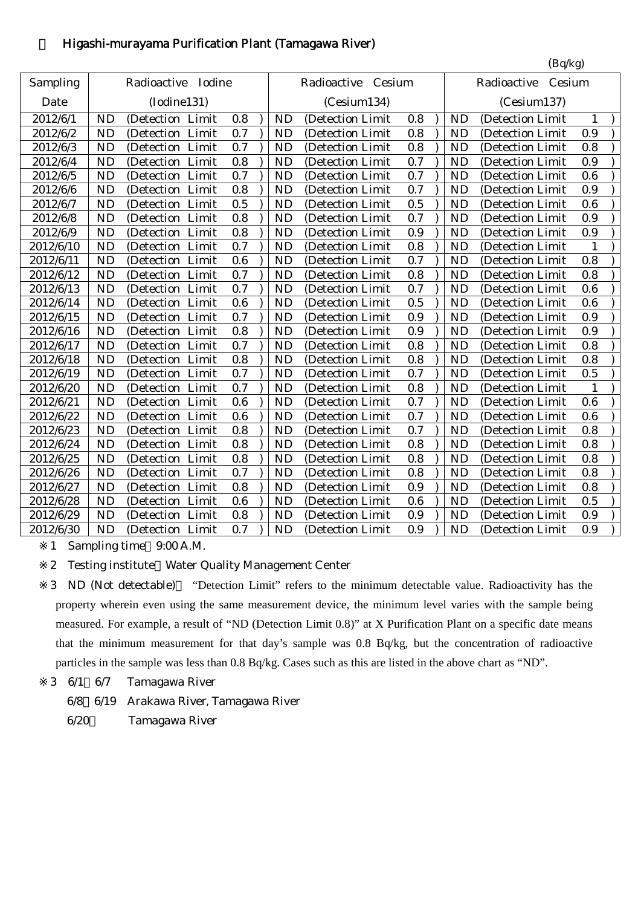## ○ Higashi-murayama Purification Plant (Tamagawa River)

(Bq/kg)

| Sampling Date | Radioactive Iodine (Iodine131) | Radioactive Cesium (Cesium134) | Radioactive Cesium (Cesium137) |
|---|---|---|---|
| 2012/6/1 | ND (Detection Limit 0.8 ) | ND (Detection Limit 0.8 ) | ND (Detection Limit 1 ) |
| 2012/6/2 | ND (Detection Limit 0.7 ) | ND (Detection Limit 0.8 ) | ND (Detection Limit 0.9 ) |
| 2012/6/3 | ND (Detection Limit 0.7 ) | ND (Detection Limit 0.8 ) | ND (Detection Limit 0.8 ) |
| 2012/6/4 | ND (Detection Limit 0.8 ) | ND (Detection Limit 0.7 ) | ND (Detection Limit 0.9 ) |
| 2012/6/5 | ND (Detection Limit 0.7 ) | ND (Detection Limit 0.7 ) | ND (Detection Limit 0.6 ) |
| 2012/6/6 | ND (Detection Limit 0.8 ) | ND (Detection Limit 0.7 ) | ND (Detection Limit 0.9 ) |
| 2012/6/7 | ND (Detection Limit 0.5 ) | ND (Detection Limit 0.5 ) | ND (Detection Limit 0.6 ) |
| 2012/6/8 | ND (Detection Limit 0.8 ) | ND (Detection Limit 0.7 ) | ND (Detection Limit 0.9 ) |
| 2012/6/9 | ND (Detection Limit 0.8 ) | ND (Detection Limit 0.9 ) | ND (Detection Limit 0.9 ) |
| 2012/6/10 | ND (Detection Limit 0.7 ) | ND (Detection Limit 0.8 ) | ND (Detection Limit 1 ) |
| 2012/6/11 | ND (Detection Limit 0.6 ) | ND (Detection Limit 0.7 ) | ND (Detection Limit 0.8 ) |
| 2012/6/12 | ND (Detection Limit 0.7 ) | ND (Detection Limit 0.8 ) | ND (Detection Limit 0.8 ) |
| 2012/6/13 | ND (Detection Limit 0.7 ) | ND (Detection Limit 0.7 ) | ND (Detection Limit 0.6 ) |
| 2012/6/14 | ND (Detection Limit 0.6 ) | ND (Detection Limit 0.5 ) | ND (Detection Limit 0.6 ) |
| 2012/6/15 | ND (Detection Limit 0.7 ) | ND (Detection Limit 0.9 ) | ND (Detection Limit 0.9 ) |
| 2012/6/16 | ND (Detection Limit 0.8 ) | ND (Detection Limit 0.9 ) | ND (Detection Limit 0.9 ) |
| 2012/6/17 | ND (Detection Limit 0.7 ) | ND (Detection Limit 0.8 ) | ND (Detection Limit 0.8 ) |
| 2012/6/18 | ND (Detection Limit 0.8 ) | ND (Detection Limit 0.8 ) | ND (Detection Limit 0.8 ) |
| 2012/6/19 | ND (Detection Limit 0.7 ) | ND (Detection Limit 0.7 ) | ND (Detection Limit 0.5 ) |
| 2012/6/20 | ND (Detection Limit 0.7 ) | ND (Detection Limit 0.8 ) | ND (Detection Limit 1 ) |
| 2012/6/21 | ND (Detection Limit 0.6 ) | ND (Detection Limit 0.7 ) | ND (Detection Limit 0.6 ) |
| 2012/6/22 | ND (Detection Limit 0.6 ) | ND (Detection Limit 0.7 ) | ND (Detection Limit 0.6 ) |
| 2012/6/23 | ND (Detection Limit 0.8 ) | ND (Detection Limit 0.7 ) | ND (Detection Limit 0.8 ) |
| 2012/6/24 | ND (Detection Limit 0.8 ) | ND (Detection Limit 0.8 ) | ND (Detection Limit 0.8 ) |
| 2012/6/25 | ND (Detection Limit 0.8 ) | ND (Detection Limit 0.8 ) | ND (Detection Limit 0.8 ) |
| 2012/6/26 | ND (Detection Limit 0.7 ) | ND (Detection Limit 0.8 ) | ND (Detection Limit 0.8 ) |
| 2012/6/27 | ND (Detection Limit 0.8 ) | ND (Detection Limit 0.9 ) | ND (Detection Limit 0.8 ) |
| 2012/6/28 | ND (Detection Limit 0.6 ) | ND (Detection Limit 0.6 ) | ND (Detection Limit 0.5 ) |
| 2012/6/29 | ND (Detection Limit 0.8 ) | ND (Detection Limit 0.9 ) | ND (Detection Limit 0.9 ) |
| 2012/6/30 | ND (Detection Limit 0.7 ) | ND (Detection Limit 0.9 ) | ND (Detection Limit 0.9 ) |

※1 Sampling time 9:00 A.M.

※2 Testing institute Water Quality Management Center

※3 ND (Not detectable) "Detection Limit" refers to the minimum detectable value. Radioactivity has the property wherein even using the same measurement device, the minimum level varies with the sample being measured. For example, a result of "ND (Detection Limit 0.8)" at X Purification Plant on a specific date means that the minimum measurement for that day's sample was 0.8 Bq/kg, but the concentration of radioactive particles in the sample was less than 0.8 Bq/kg. Cases such as this are listed in the above chart as "ND".

※3 6/1～6/7 Tamagawa River

6/8～6/19 Arakawa River, Tamagawa River

6/20～ Tamagawa River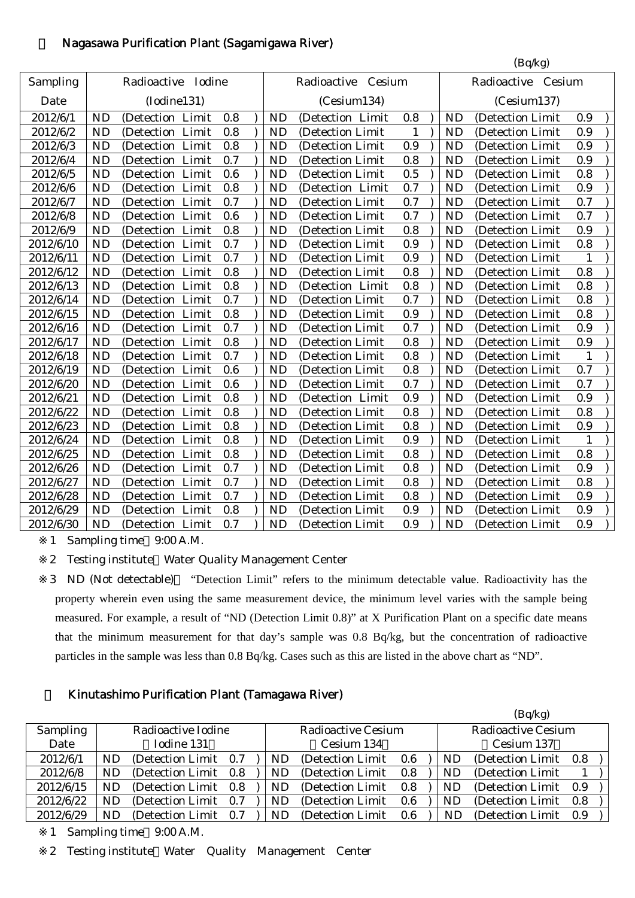## ＜ Nagasawa Purification Plant (Sagamigawa River)

(Bq/kg)

| Sampling Date | Radioactive Iodine (Iodine131) | Radioactive Cesium (Cesium134) | Radioactive Cesium (Cesium137) |
|---|---|---|---|
| 2012/6/1 | ND (Detection Limit 0.8 ) | ND (Detection Limit 0.8 ) | ND (Detection Limit 0.9 ) |
| 2012/6/2 | ND (Detection Limit 0.8 ) | ND (Detection Limit 1 ) | ND (Detection Limit 0.9 ) |
| 2012/6/3 | ND (Detection Limit 0.8 ) | ND (Detection Limit 0.9 ) | ND (Detection Limit 0.9 ) |
| 2012/6/4 | ND (Detection Limit 0.7 ) | ND (Detection Limit 0.8 ) | ND (Detection Limit 0.9 ) |
| 2012/6/5 | ND (Detection Limit 0.6 ) | ND (Detection Limit 0.5 ) | ND (Detection Limit 0.8 ) |
| 2012/6/6 | ND (Detection Limit 0.8 ) | ND (Detection Limit 0.7 ) | ND (Detection Limit 0.9 ) |
| 2012/6/7 | ND (Detection Limit 0.7 ) | ND (Detection Limit 0.7 ) | ND (Detection Limit 0.7 ) |
| 2012/6/8 | ND (Detection Limit 0.6 ) | ND (Detection Limit 0.7 ) | ND (Detection Limit 0.7 ) |
| 2012/6/9 | ND (Detection Limit 0.8 ) | ND (Detection Limit 0.8 ) | ND (Detection Limit 0.9 ) |
| 2012/6/10 | ND (Detection Limit 0.7 ) | ND (Detection Limit 0.9 ) | ND (Detection Limit 0.8 ) |
| 2012/6/11 | ND (Detection Limit 0.7 ) | ND (Detection Limit 0.9 ) | ND (Detection Limit 1 ) |
| 2012/6/12 | ND (Detection Limit 0.8 ) | ND (Detection Limit 0.8 ) | ND (Detection Limit 0.8 ) |
| 2012/6/13 | ND (Detection Limit 0.8 ) | ND (Detection Limit 0.8 ) | ND (Detection Limit 0.8 ) |
| 2012/6/14 | ND (Detection Limit 0.7 ) | ND (Detection Limit 0.7 ) | ND (Detection Limit 0.8 ) |
| 2012/6/15 | ND (Detection Limit 0.8 ) | ND (Detection Limit 0.9 ) | ND (Detection Limit 0.8 ) |
| 2012/6/16 | ND (Detection Limit 0.7 ) | ND (Detection Limit 0.7 ) | ND (Detection Limit 0.9 ) |
| 2012/6/17 | ND (Detection Limit 0.8 ) | ND (Detection Limit 0.8 ) | ND (Detection Limit 0.9 ) |
| 2012/6/18 | ND (Detection Limit 0.7 ) | ND (Detection Limit 0.8 ) | ND (Detection Limit 1 ) |
| 2012/6/19 | ND (Detection Limit 0.6 ) | ND (Detection Limit 0.8 ) | ND (Detection Limit 0.7 ) |
| 2012/6/20 | ND (Detection Limit 0.6 ) | ND (Detection Limit 0.7 ) | ND (Detection Limit 0.7 ) |
| 2012/6/21 | ND (Detection Limit 0.8 ) | ND (Detection Limit 0.9 ) | ND (Detection Limit 0.9 ) |
| 2012/6/22 | ND (Detection Limit 0.8 ) | ND (Detection Limit 0.8 ) | ND (Detection Limit 0.8 ) |
| 2012/6/23 | ND (Detection Limit 0.8 ) | ND (Detection Limit 0.8 ) | ND (Detection Limit 0.9 ) |
| 2012/6/24 | ND (Detection Limit 0.8 ) | ND (Detection Limit 0.9 ) | ND (Detection Limit 1 ) |
| 2012/6/25 | ND (Detection Limit 0.8 ) | ND (Detection Limit 0.8 ) | ND (Detection Limit 0.8 ) |
| 2012/6/26 | ND (Detection Limit 0.7 ) | ND (Detection Limit 0.8 ) | ND (Detection Limit 0.9 ) |
| 2012/6/27 | ND (Detection Limit 0.7 ) | ND (Detection Limit 0.8 ) | ND (Detection Limit 0.8 ) |
| 2012/6/28 | ND (Detection Limit 0.7 ) | ND (Detection Limit 0.8 ) | ND (Detection Limit 0.9 ) |
| 2012/6/29 | ND (Detection Limit 0.8 ) | ND (Detection Limit 0.9 ) | ND (Detection Limit 0.9 ) |
| 2012/6/30 | ND (Detection Limit 0.7 ) | ND (Detection Limit 0.9 ) | ND (Detection Limit 0.9 ) |

※1 Sampling time 9:00 A.M.

※2 Testing institute Water Quality Management Center

※3 ND (Not detectable) "Detection Limit" refers to the minimum detectable value. Radioactivity has the property wherein even using the same measurement device, the minimum level varies with the sample being measured. For example, a result of "ND (Detection Limit 0.8)" at X Purification Plant on a specific date means that the minimum measurement for that day's sample was 0.8 Bq/kg, but the concentration of radioactive particles in the sample was less than 0.8 Bq/kg. Cases such as this are listed in the above chart as "ND".

## ＜ Kinutashimo Purification Plant (Tamagawa River)

(Bq/kg)

| Sampling Date | Radioactive Iodine (Iodine 131) | Radioactive Cesium (Cesium 134) | Radioactive Cesium (Cesium 137) |
|---|---|---|---|
| 2012/6/1 | ND (Detection Limit 0.7 ) | ND (Detection Limit 0.6 ) | ND (Detection Limit 0.8 ) |
| 2012/6/8 | ND (Detection Limit 0.8 ) | ND (Detection Limit 0.8 ) | ND (Detection Limit 1 ) |
| 2012/6/15 | ND (Detection Limit 0.8 ) | ND (Detection Limit 0.8 ) | ND (Detection Limit 0.9 ) |
| 2012/6/22 | ND (Detection Limit 0.7 ) | ND (Detection Limit 0.6 ) | ND (Detection Limit 0.8 ) |
| 2012/6/29 | ND (Detection Limit 0.7 ) | ND (Detection Limit 0.6 ) | ND (Detection Limit 0.9 ) |

※1 Sampling time 9:00 A.M.

※2 Testing institute Water Quality Management Center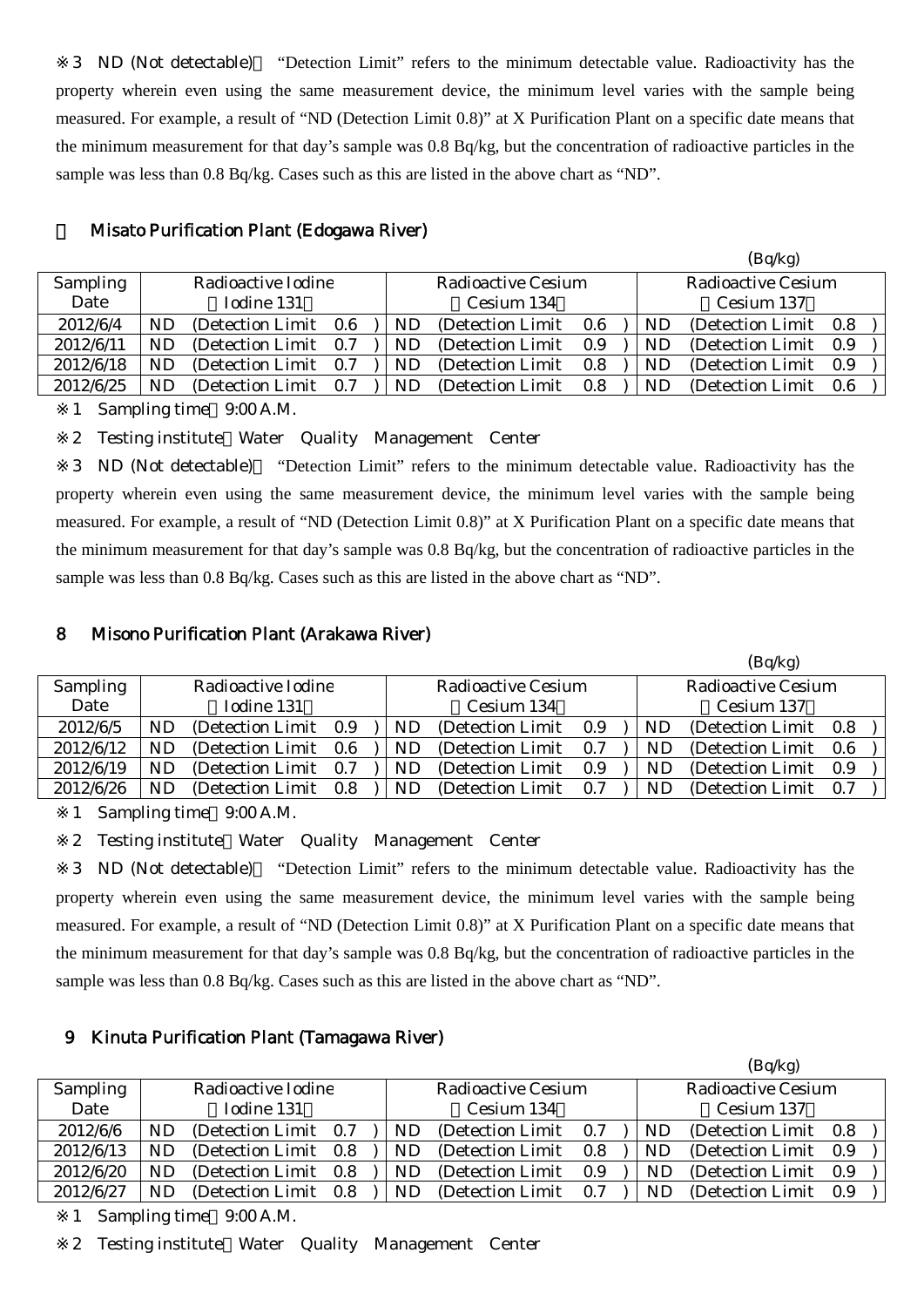※3 ND (Not detectable)：“Detection Limit” refers to the minimum detectable value. Radioactivity has the property wherein even using the same measurement device, the minimum level varies with the sample being measured. For example, a result of “ND (Detection Limit 0.8)” at X Purification Plant on a specific date means that the minimum measurement for that day’s sample was 0.8 Bq/kg, but the concentration of radioactive particles in the sample was less than 0.8 Bq/kg. Cases such as this are listed in the above chart as “ND”.

## ７ Misato Purification Plant (Edogawa River)

(Bq/kg)

| Sampling Date | Radioactive Iodine (Iodine 131) | Radioactive Cesium (Cesium 134) | Radioactive Cesium (Cesium 137) |
|---|---|---|---|
| 2012/6/4 | ND (Detection Limit 0.6) | ND (Detection Limit 0.6) | ND (Detection Limit 0.8) |
| 2012/6/11 | ND (Detection Limit 0.7) | ND (Detection Limit 0.9) | ND (Detection Limit 0.9) |
| 2012/6/18 | ND (Detection Limit 0.7) | ND (Detection Limit 0.8) | ND (Detection Limit 0.9) |
| 2012/6/25 | ND (Detection Limit 0.7) | ND (Detection Limit 0.8) | ND (Detection Limit 0.6) |

※1 Sampling time：9:00 A.M.

※2 Testing institute：Water Quality Management Center

※3 ND (Not detectable)：“Detection Limit” refers to the minimum detectable value. Radioactivity has the property wherein even using the same measurement device, the minimum level varies with the sample being measured. For example, a result of “ND (Detection Limit 0.8)” at X Purification Plant on a specific date means that the minimum measurement for that day’s sample was 0.8 Bq/kg, but the concentration of radioactive particles in the sample was less than 0.8 Bq/kg. Cases such as this are listed in the above chart as “ND”.

## 8 Misono Purification Plant (Arakawa River)

(Bq/kg)

| Sampling Date | Radioactive Iodine (Iodine 131) | Radioactive Cesium (Cesium 134) | Radioactive Cesium (Cesium 137) |
|---|---|---|---|
| 2012/6/5 | ND (Detection Limit 0.9) | ND (Detection Limit 0.9) | ND (Detection Limit 0.8) |
| 2012/6/12 | ND (Detection Limit 0.6) | ND (Detection Limit 0.7) | ND (Detection Limit 0.6) |
| 2012/6/19 | ND (Detection Limit 0.7) | ND (Detection Limit 0.9) | ND (Detection Limit 0.9) |
| 2012/6/26 | ND (Detection Limit 0.8) | ND (Detection Limit 0.7) | ND (Detection Limit 0.7) |

※1 Sampling time：9:00 A.M.

※2 Testing institute：Water Quality Management Center

※3 ND (Not detectable)：“Detection Limit” refers to the minimum detectable value. Radioactivity has the property wherein even using the same measurement device, the minimum level varies with the sample being measured. For example, a result of “ND (Detection Limit 0.8)” at X Purification Plant on a specific date means that the minimum measurement for that day’s sample was 0.8 Bq/kg, but the concentration of radioactive particles in the sample was less than 0.8 Bq/kg. Cases such as this are listed in the above chart as “ND”.

## 9 Kinuta Purification Plant (Tamagawa River)

(Bq/kg)

| Sampling Date | Radioactive Iodine (Iodine 131) | Radioactive Cesium (Cesium 134) | Radioactive Cesium (Cesium 137) |
|---|---|---|---|
| 2012/6/6 | ND (Detection Limit 0.7) | ND (Detection Limit 0.7) | ND (Detection Limit 0.8) |
| 2012/6/13 | ND (Detection Limit 0.8) | ND (Detection Limit 0.8) | ND (Detection Limit 0.9) |
| 2012/6/20 | ND (Detection Limit 0.8) | ND (Detection Limit 0.9) | ND (Detection Limit 0.9) |
| 2012/6/27 | ND (Detection Limit 0.8) | ND (Detection Limit 0.7) | ND (Detection Limit 0.9) |

※1 Sampling time：9:00 A.M.

※2 Testing institute：Water Quality Management Center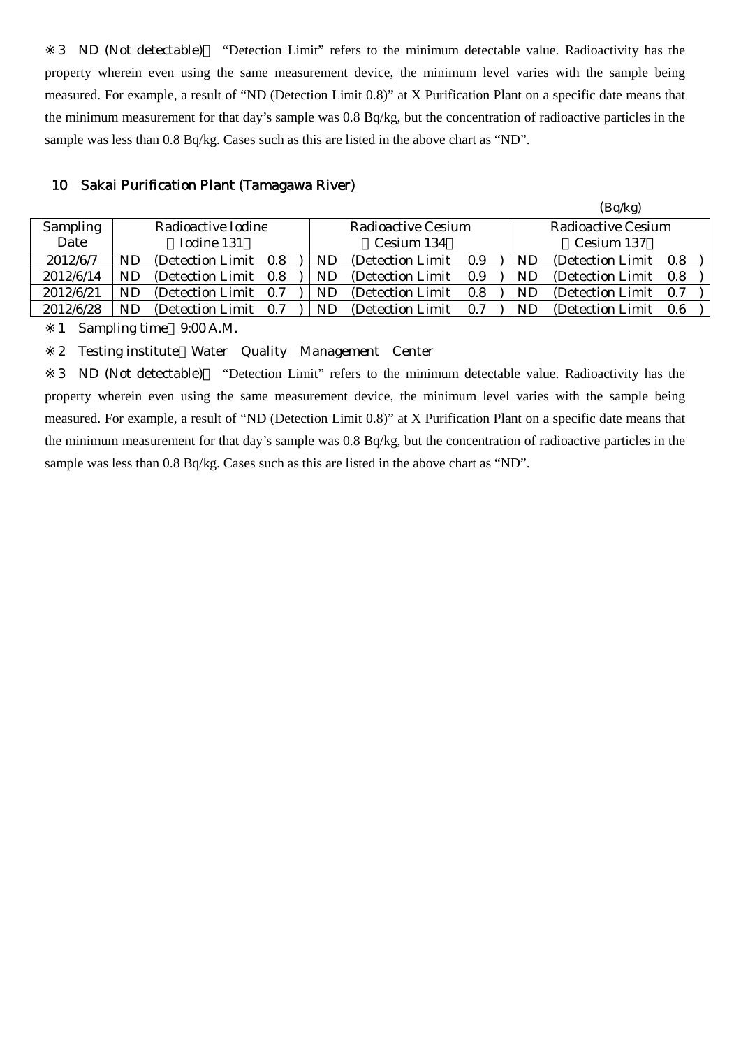※3 ND (Not detectable) "Detection Limit" refers to the minimum detectable value. Radioactivity has the property wherein even using the same measurement device, the minimum level varies with the sample being measured. For example, a result of "ND (Detection Limit 0.8)" at X Purification Plant on a specific date means that the minimum measurement for that day's sample was 0.8 Bq/kg, but the concentration of radioactive particles in the sample was less than 0.8 Bq/kg. Cases such as this are listed in the above chart as "ND".

## 10 Sakai Purification Plant (Tamagawa River)

(Bq/kg)

| Sampling Date | Radioactive Iodine (Iodine 131) | Radioactive Cesium (Cesium 134) | Radioactive Cesium (Cesium 137) |
|---|---|---|---|
| 2012/6/7 | ND (Detection Limit 0.8 ) | ND (Detection Limit 0.9 ) | ND (Detection Limit 0.8 ) |
| 2012/6/14 | ND (Detection Limit 0.8 ) | ND (Detection Limit 0.9 ) | ND (Detection Limit 0.8 ) |
| 2012/6/21 | ND (Detection Limit 0.7 ) | ND (Detection Limit 0.8 ) | ND (Detection Limit 0.7 ) |
| 2012/6/28 | ND (Detection Limit 0.7 ) | ND (Detection Limit 0.7 ) | ND (Detection Limit 0.6 ) |

※1 Sampling time 9:00 A.M.

※2 Testing institute Water Quality Management Center

※3 ND (Not detectable) "Detection Limit" refers to the minimum detectable value. Radioactivity has the property wherein even using the same measurement device, the minimum level varies with the sample being measured. For example, a result of "ND (Detection Limit 0.8)" at X Purification Plant on a specific date means that the minimum measurement for that day's sample was 0.8 Bq/kg, but the concentration of radioactive particles in the sample was less than 0.8 Bq/kg. Cases such as this are listed in the above chart as "ND".